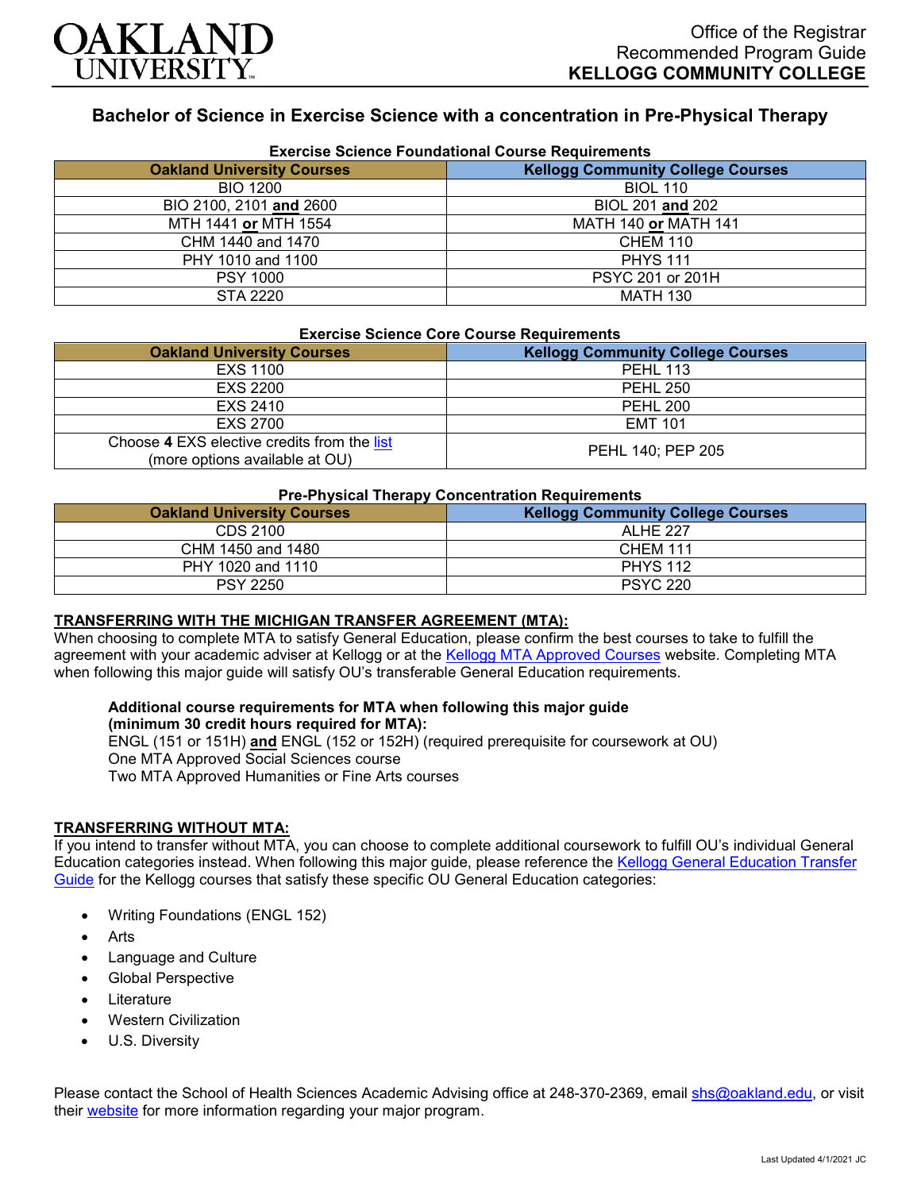Office of the Registrar
Recommended Program Guide
**KELLOGG COMMUNITY COLLEGE**

# Bachelor of Science in Exercise Science with a concentration in Pre-Physical Therapy

### Exercise Science Foundational Course Requirements

| Oakland University Courses | Kellogg Community College Courses |
|---|---|
| BIO 1200 | BIOL 110 |
| BIO 2100, 2101 **and** 2600 | BIOL 201 **and** 202 |
| MTH 1441 **or** MTH 1554 | MATH 140 **or** MATH 141 |
| CHM 1440 and 1470 | CHEM 110 |
| PHY 1010 and 1100 | PHYS 111 |
| PSY 1000 | PSYC 201 or 201H |
| STA 2220 | MATH 130 |

### Exercise Science Core Course Requirements

| Oakland University Courses | Kellogg Community College Courses |
|---|---|
| EXS 1100 | PEHL 113 |
| EXS 2200 | PEHL 250 |
| EXS 2410 | PEHL 200 |
| EXS 2700 | EMT 101 |
| Choose **4** EXS elective credits from the list (more options available at OU) | PEHL 140; PEP 205 |

### Pre-Physical Therapy Concentration Requirements

| Oakland University Courses | Kellogg Community College Courses |
|---|---|
| CDS 2100 | ALHE 227 |
| CHM 1450 and 1480 | CHEM 111 |
| PHY 1020 and 1110 | PHYS 112 |
| PSY 2250 | PSYC 220 |

## TRANSFERRING WITH THE MICHIGAN TRANSFER AGREEMENT (MTA):

When choosing to complete MTA to satisfy General Education, please confirm the best courses to take to fulfill the agreement with your academic adviser at Kellogg or at the Kellogg MTA Approved Courses website. Completing MTA when following this major guide will satisfy OU's transferable General Education requirements.

**Additional course requirements for MTA when following this major guide (minimum 30 credit hours required for MTA):**
ENGL (151 or 151H) **and** ENGL (152 or 152H) (required prerequisite for coursework at OU)
One MTA Approved Social Sciences course
Two MTA Approved Humanities or Fine Arts courses

## TRANSFERRING WITHOUT MTA:

If you intend to transfer without MTA, you can choose to complete additional coursework to fulfill OU's individual General Education categories instead. When following this major guide, please reference the Kellogg General Education Transfer Guide for the Kellogg courses that satisfy these specific OU General Education categories:

- Writing Foundations (ENGL 152)
- Arts
- Language and Culture
- Global Perspective
- Literature
- Western Civilization
- U.S. Diversity

Please contact the School of Health Sciences Academic Advising office at 248-370-2369, email shs@oakland.edu, or visit their website for more information regarding your major program.

Last Updated 4/1/2021 JC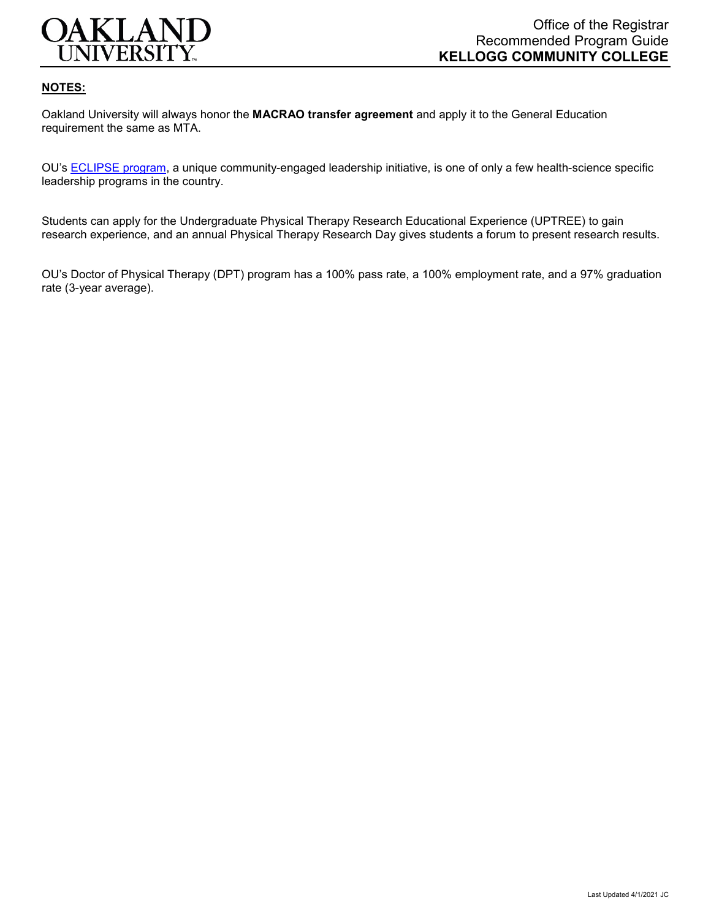**NOTES:**

Oakland University will always honor the **MACRAO transfer agreement** and apply it to the General Education requirement the same as MTA.

OU's ECLIPSE program, a unique community-engaged leadership initiative, is one of only a few health-science specific leadership programs in the country.

Students can apply for the Undergraduate Physical Therapy Research Educational Experience (UPTREE) to gain research experience, and an annual Physical Therapy Research Day gives students a forum to present research results.

OU's Doctor of Physical Therapy (DPT) program has a 100% pass rate, a 100% employment rate, and a 97% graduation rate (3-year average).

Last Updated 4/1/2021 JC